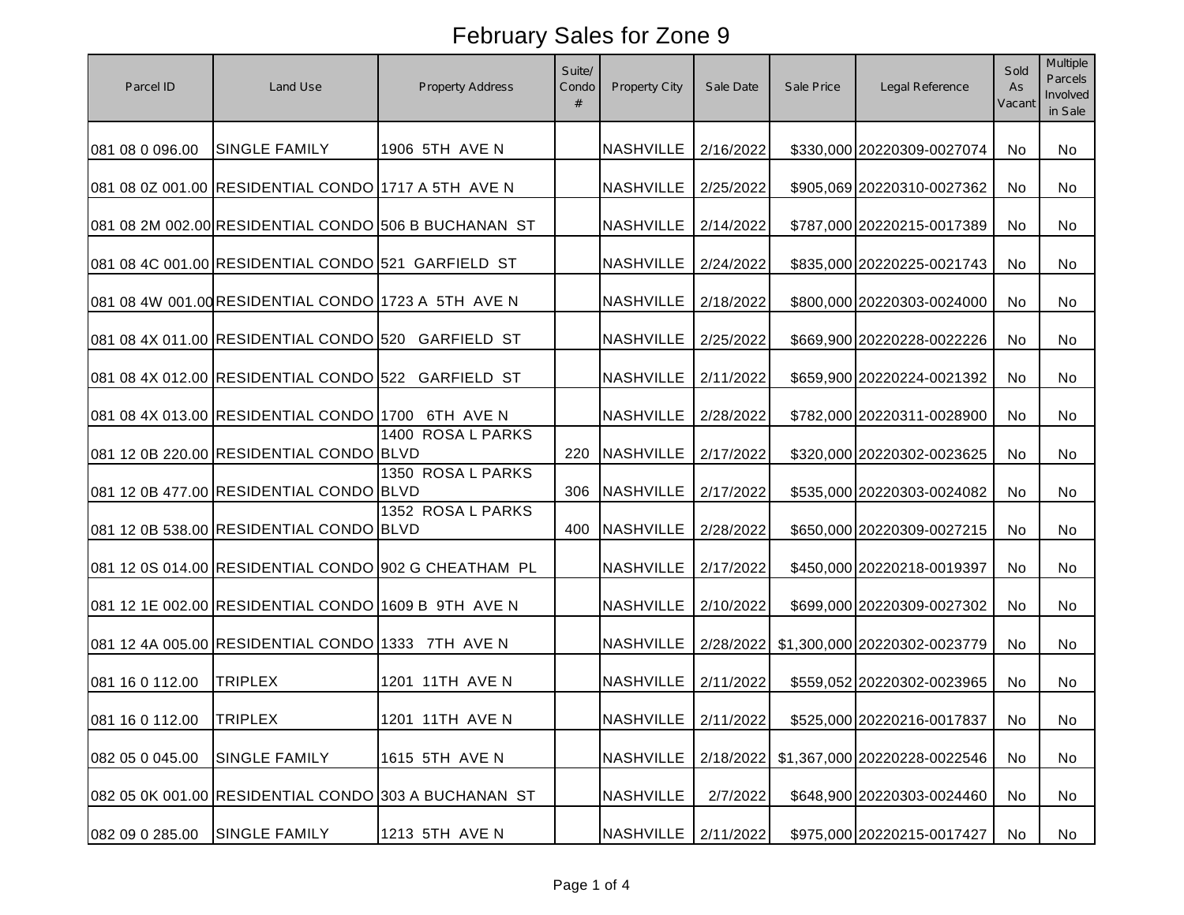# February Sales for Zone 9

| Parcel ID | Land Use | Property Address | Suite/ Condo # | Property City | Sale Date | Sale Price | Legal Reference | Sold As Vacant | Multiple Parcels Involved in Sale |
|---|---|---|---|---|---|---|---|---|---|
| 081 08 0 096.00 | SINGLE FAMILY | 1906 5TH AVE N | | NASHVILLE | 2/16/2022 | $330,000 | 20220309-0027074 | No | No |
| 081 08 0Z 001.00 | RESIDENTIAL CONDO | 1717 A 5TH AVE N | | NASHVILLE | 2/25/2022 | $905,069 | 20220310-0027362 | No | No |
| 081 08 2M 002.00 | RESIDENTIAL CONDO | 506 B BUCHANAN ST | | NASHVILLE | 2/14/2022 | $787,000 | 20220215-0017389 | No | No |
| 081 08 4C 001.00 | RESIDENTIAL CONDO | 521 GARFIELD ST | | NASHVILLE | 2/24/2022 | $835,000 | 20220225-0021743 | No | No |
| 081 08 4W 001.00 | RESIDENTIAL CONDO | 1723 A 5TH AVE N | | NASHVILLE | 2/18/2022 | $800,000 | 20220303-0024000 | No | No |
| 081 08 4X 011.00 | RESIDENTIAL CONDO | 520 GARFIELD ST | | NASHVILLE | 2/25/2022 | $669,900 | 20220228-0022226 | No | No |
| 081 08 4X 012.00 | RESIDENTIAL CONDO | 522 GARFIELD ST | | NASHVILLE | 2/11/2022 | $659,900 | 20220224-0021392 | No | No |
| 081 08 4X 013.00 | RESIDENTIAL CONDO | 1700 6TH AVE N | | NASHVILLE | 2/28/2022 | $782,000 | 20220311-0028900 | No | No |
| 081 12 0B 220.00 | RESIDENTIAL CONDO | 1400 ROSA L PARKS BLVD | 220 | NASHVILLE | 2/17/2022 | $320,000 | 20220302-0023625 | No | No |
| 081 12 0B 477.00 | RESIDENTIAL CONDO | 1350 ROSA L PARKS BLVD | 306 | NASHVILLE | 2/17/2022 | $535,000 | 20220303-0024082 | No | No |
| 081 12 0B 538.00 | RESIDENTIAL CONDO | 1352 ROSA L PARKS BLVD | 400 | NASHVILLE | 2/28/2022 | $650,000 | 20220309-0027215 | No | No |
| 081 12 0S 014.00 | RESIDENTIAL CONDO | 902 G CHEATHAM PL | | NASHVILLE | 2/17/2022 | $450,000 | 20220218-0019397 | No | No |
| 081 12 1E 002.00 | RESIDENTIAL CONDO | 1609 B 9TH AVE N | | NASHVILLE | 2/10/2022 | $699,000 | 20220309-0027302 | No | No |
| 081 12 4A 005.00 | RESIDENTIAL CONDO | 1333 7TH AVE N | | NASHVILLE | 2/28/2022 | $1,300,000 | 20220302-0023779 | No | No |
| 081 16 0 112.00 | TRIPLEX | 1201 11TH AVE N | | NASHVILLE | 2/11/2022 | $559,052 | 20220302-0023965 | No | No |
| 081 16 0 112.00 | TRIPLEX | 1201 11TH AVE N | | NASHVILLE | 2/11/2022 | $525,000 | 20220216-0017837 | No | No |
| 082 05 0 045.00 | SINGLE FAMILY | 1615 5TH AVE N | | NASHVILLE | 2/18/2022 | $1,367,000 | 20220228-0022546 | No | No |
| 082 05 0K 001.00 | RESIDENTIAL CONDO | 303 A BUCHANAN ST | | NASHVILLE | 2/7/2022 | $648,900 | 20220303-0024460 | No | No |
| 082 09 0 285.00 | SINGLE FAMILY | 1213 5TH AVE N | | NASHVILLE | 2/11/2022 | $975,000 | 20220215-0017427 | No | No |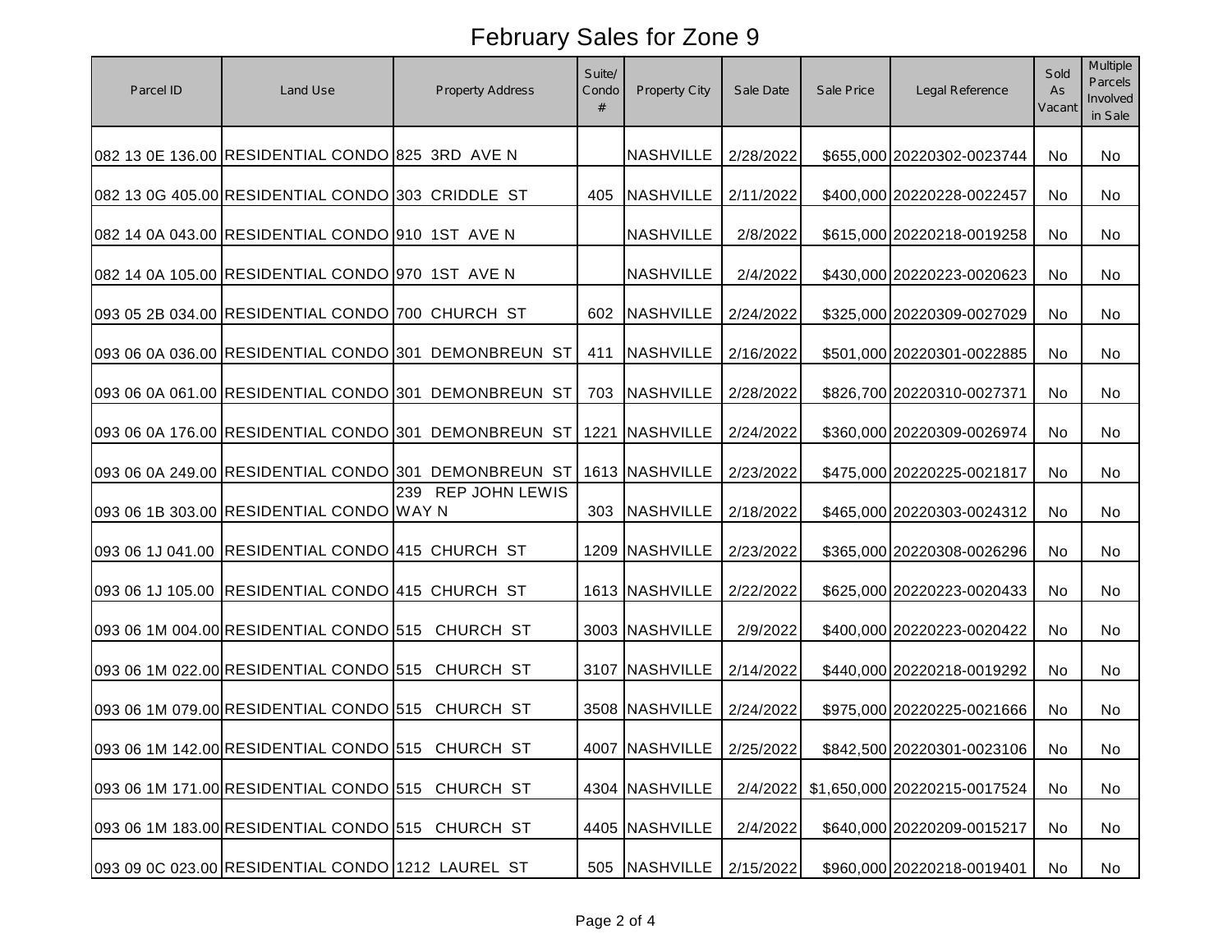# February Sales for Zone 9

| Parcel ID | Land Use | Property Address | Suite/ Condo # | Property City | Sale Date | Sale Price | Legal Reference | Sold As Vacant | Multiple Parcels Involved in Sale |
|---|---|---|---|---|---|---|---|---|---|
| 082 13 0E 136.00 | RESIDENTIAL CONDO | 825 3RD AVE N | | NASHVILLE | 2/28/2022 | $655,000 | 20220302-0023744 | No | No |
| 082 13 0G 405.00 | RESIDENTIAL CONDO | 303 CRIDDLE ST | 405 | NASHVILLE | 2/11/2022 | $400,000 | 20220228-0022457 | No | No |
| 082 14 0A 043.00 | RESIDENTIAL CONDO | 910 1ST AVE N | | NASHVILLE | 2/8/2022 | $615,000 | 20220218-0019258 | No | No |
| 082 14 0A 105.00 | RESIDENTIAL CONDO | 970 1ST AVE N | | NASHVILLE | 2/4/2022 | $430,000 | 20220223-0020623 | No | No |
| 093 05 2B 034.00 | RESIDENTIAL CONDO | 700 CHURCH ST | 602 | NASHVILLE | 2/24/2022 | $325,000 | 20220309-0027029 | No | No |
| 093 06 0A 036.00 | RESIDENTIAL CONDO | 301 DEMONBREUN ST | 411 | NASHVILLE | 2/16/2022 | $501,000 | 20220301-0022885 | No | No |
| 093 06 0A 061.00 | RESIDENTIAL CONDO | 301 DEMONBREUN ST | 703 | NASHVILLE | 2/28/2022 | $826,700 | 20220310-0027371 | No | No |
| 093 06 0A 176.00 | RESIDENTIAL CONDO | 301 DEMONBREUN ST | 1221 | NASHVILLE | 2/24/2022 | $360,000 | 20220309-0026974 | No | No |
| 093 06 0A 249.00 | RESIDENTIAL CONDO | 301 DEMONBREUN ST | 1613 | NASHVILLE | 2/23/2022 | $475,000 | 20220225-0021817 | No | No |
| 093 06 1B 303.00 | RESIDENTIAL CONDO | 239 REP JOHN LEWIS WAY N | 303 | NASHVILLE | 2/18/2022 | $465,000 | 20220303-0024312 | No | No |
| 093 06 1J 041.00 | RESIDENTIAL CONDO | 415 CHURCH ST | 1209 | NASHVILLE | 2/23/2022 | $365,000 | 20220308-0026296 | No | No |
| 093 06 1J 105.00 | RESIDENTIAL CONDO | 415 CHURCH ST | 1613 | NASHVILLE | 2/22/2022 | $625,000 | 20220223-0020433 | No | No |
| 093 06 1M 004.00 | RESIDENTIAL CONDO | 515 CHURCH ST | 3003 | NASHVILLE | 2/9/2022 | $400,000 | 20220223-0020422 | No | No |
| 093 06 1M 022.00 | RESIDENTIAL CONDO | 515 CHURCH ST | 3107 | NASHVILLE | 2/14/2022 | $440,000 | 20220218-0019292 | No | No |
| 093 06 1M 079.00 | RESIDENTIAL CONDO | 515 CHURCH ST | 3508 | NASHVILLE | 2/24/2022 | $975,000 | 20220225-0021666 | No | No |
| 093 06 1M 142.00 | RESIDENTIAL CONDO | 515 CHURCH ST | 4007 | NASHVILLE | 2/25/2022 | $842,500 | 20220301-0023106 | No | No |
| 093 06 1M 171.00 | RESIDENTIAL CONDO | 515 CHURCH ST | 4304 | NASHVILLE | 2/4/2022 | $1,650,000 | 20220215-0017524 | No | No |
| 093 06 1M 183.00 | RESIDENTIAL CONDO | 515 CHURCH ST | 4405 | NASHVILLE | 2/4/2022 | $640,000 | 20220209-0015217 | No | No |
| 093 09 0C 023.00 | RESIDENTIAL CONDO | 1212 LAUREL ST | 505 | NASHVILLE | 2/15/2022 | $960,000 | 20220218-0019401 | No | No |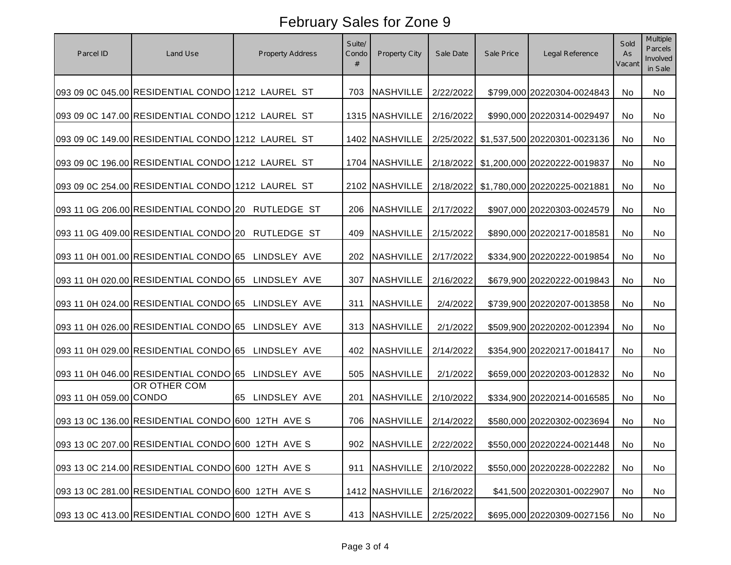# February Sales for Zone 9

| Parcel ID | Land Use | Property Address | Suite/ Condo # | Property City | Sale Date | Sale Price | Legal Reference | Sold As Vacant | Multiple Parcels Involved in Sale |
|---|---|---|---|---|---|---|---|---|---|
| 093 09 0C 045.00 | RESIDENTIAL CONDO | 1212 LAUREL ST | 703 | NASHVILLE | 2/22/2022 | $799,000 | 20220304-0024843 | No | No |
| 093 09 0C 147.00 | RESIDENTIAL CONDO | 1212 LAUREL ST | 1315 | NASHVILLE | 2/16/2022 | $990,000 | 20220314-0029497 | No | No |
| 093 09 0C 149.00 | RESIDENTIAL CONDO | 1212 LAUREL ST | 1402 | NASHVILLE | 2/25/2022 | $1,537,500 | 20220301-0023136 | No | No |
| 093 09 0C 196.00 | RESIDENTIAL CONDO | 1212 LAUREL ST | 1704 | NASHVILLE | 2/18/2022 | $1,200,000 | 20220222-0019837 | No | No |
| 093 09 0C 254.00 | RESIDENTIAL CONDO | 1212 LAUREL ST | 2102 | NASHVILLE | 2/18/2022 | $1,780,000 | 20220225-0021881 | No | No |
| 093 11 0G 206.00 | RESIDENTIAL CONDO | 20 RUTLEDGE ST | 206 | NASHVILLE | 2/17/2022 | $907,000 | 20220303-0024579 | No | No |
| 093 11 0G 409.00 | RESIDENTIAL CONDO | 20 RUTLEDGE ST | 409 | NASHVILLE | 2/15/2022 | $890,000 | 20220217-0018581 | No | No |
| 093 11 0H 001.00 | RESIDENTIAL CONDO | 65 LINDSLEY AVE | 202 | NASHVILLE | 2/17/2022 | $334,900 | 20220222-0019854 | No | No |
| 093 11 0H 020.00 | RESIDENTIAL CONDO | 65 LINDSLEY AVE | 307 | NASHVILLE | 2/16/2022 | $679,900 | 20220222-0019843 | No | No |
| 093 11 0H 024.00 | RESIDENTIAL CONDO | 65 LINDSLEY AVE | 311 | NASHVILLE | 2/4/2022 | $739,900 | 20220207-0013858 | No | No |
| 093 11 0H 026.00 | RESIDENTIAL CONDO | 65 LINDSLEY AVE | 313 | NASHVILLE | 2/1/2022 | $509,900 | 20220202-0012394 | No | No |
| 093 11 0H 029.00 | RESIDENTIAL CONDO | 65 LINDSLEY AVE | 402 | NASHVILLE | 2/14/2022 | $354,900 | 20220217-0018417 | No | No |
| 093 11 0H 046.00 | RESIDENTIAL CONDO | 65 LINDSLEY AVE | 505 | NASHVILLE | 2/1/2022 | $659,000 | 20220203-0012832 | No | No |
| 093 11 0H 059.00 | OR OTHER COM CONDO | 65 LINDSLEY AVE | 201 | NASHVILLE | 2/10/2022 | $334,900 | 20220214-0016585 | No | No |
| 093 13 0C 136.00 | RESIDENTIAL CONDO | 600 12TH AVE S | 706 | NASHVILLE | 2/14/2022 | $580,000 | 20220302-0023694 | No | No |
| 093 13 0C 207.00 | RESIDENTIAL CONDO | 600 12TH AVE S | 902 | NASHVILLE | 2/22/2022 | $550,000 | 20220224-0021448 | No | No |
| 093 13 0C 214.00 | RESIDENTIAL CONDO | 600 12TH AVE S | 911 | NASHVILLE | 2/10/2022 | $550,000 | 20220228-0022282 | No | No |
| 093 13 0C 281.00 | RESIDENTIAL CONDO | 600 12TH AVE S | 1412 | NASHVILLE | 2/16/2022 | $41,500 | 20220301-0022907 | No | No |
| 093 13 0C 413.00 | RESIDENTIAL CONDO | 600 12TH AVE S | 413 | NASHVILLE | 2/25/2022 | $695,000 | 20220309-0027156 | No | No |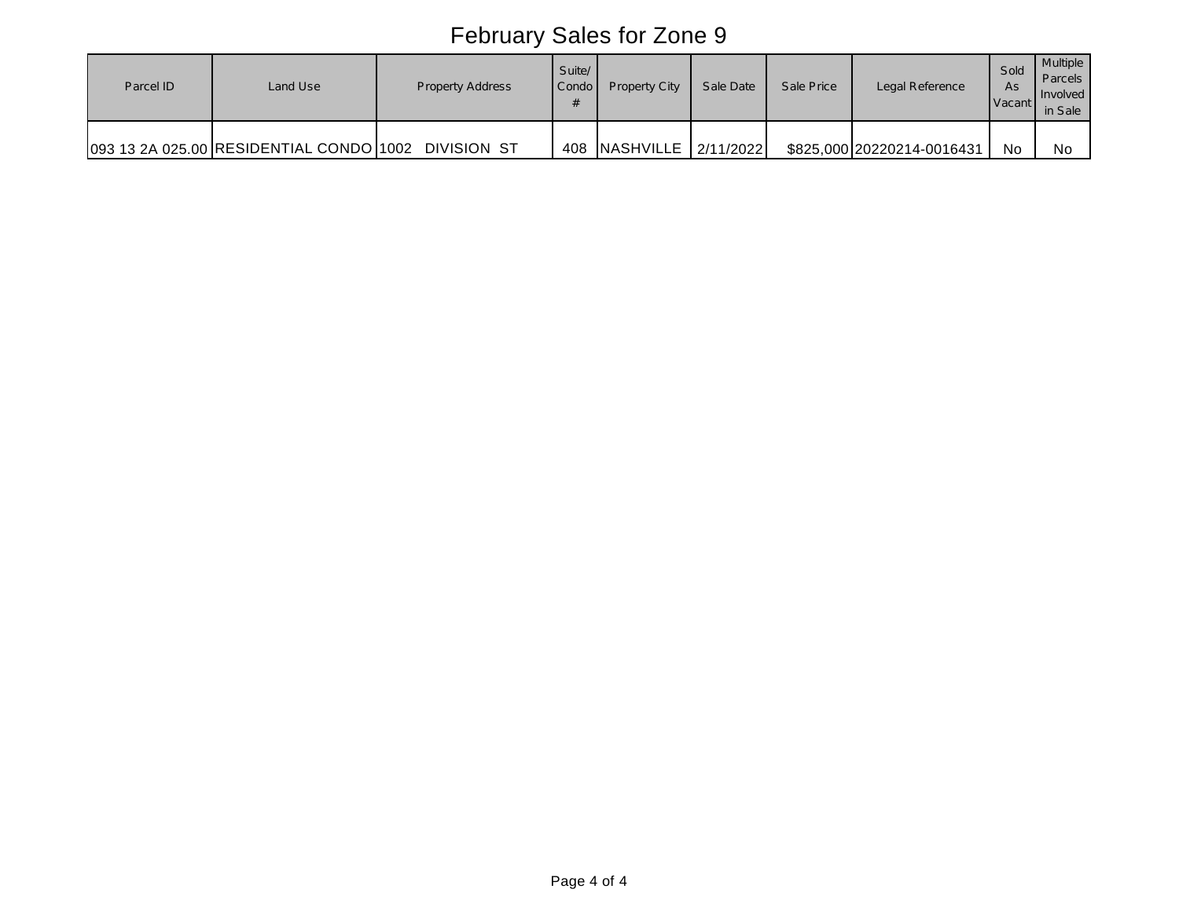# February Sales for Zone 9

| Parcel ID | Land Use | Property Address | Suite/ Condo # | Property City | Sale Date | Sale Price | Legal Reference | Sold As Vacant | Multiple Parcels Involved in Sale |
|---|---|---|---|---|---|---|---|---|---|
| 093 13 2A 025.00 | RESIDENTIAL CONDO | 1002 DIVISION ST | 408 | NASHVILLE | 2/11/2022 | $825,000 | 20220214-0016431 | No | No |